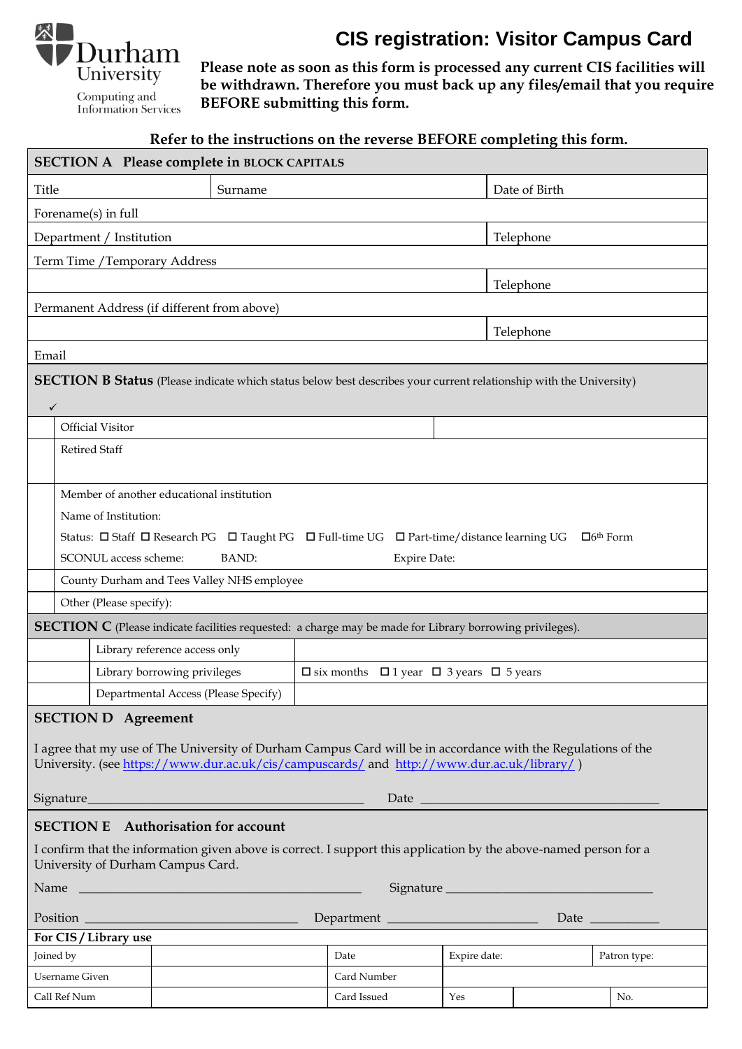Durham University
Computing and Information Services

# CIS registration: Visitor Campus Card

**Please note as soon as this form is processed any current CIS facilities will be withdrawn. Therefore you must back up any files/email that you require BEFORE submitting this form.**

**Refer to the instructions on the reverse BEFORE completing this form.**

| **SECTION A Please complete in BLOCK CAPITALS** | | |
|---|---|---|
| Title | Surname | Date of Birth |
| Forename(s) in full | | |
| Department / Institution | | Telephone |
| Term Time /Temporary Address | | |
| | | Telephone |
| Permanent Address (if different from above) | | |
| | | Telephone |
| Email | | |

**SECTION B Status** (Please indicate which status below best describes your current relationship with the University)

| ✓ | | |
|---|---|---|
| | Official Visitor | |
| | Retired Staff | |
| | Member of another educational institution<br>Name of Institution:<br>Status: ☐ Staff ☐ Research PG ☐ Taught PG ☐ Full-time UG ☐ Part-time/distance learning UG ☐6th Form<br>SCONUL access scheme: BAND: Expire Date: | |
| | County Durham and Tees Valley NHS employee | |
| | Other (Please specify): | |

**SECTION C** (Please indicate facilities requested: a charge may be made for Library borrowing privileges).

| | | |
|---|---|---|
| | Library reference access only | |
| | Library borrowing privileges | ☐ six months ☐ 1 year ☐ 3 years ☐ 5 years |
| | Departmental Access (Please Specify) | |

**SECTION D Agreement**

I agree that my use of The University of Durham Campus Card will be in accordance with the Regulations of the University. (see https://www.dur.ac.uk/cis/campuscards/ and http://www.dur.ac.uk/library/ )

Signature\_\_\_\_\_\_\_\_\_\_\_\_\_\_\_\_\_\_\_\_\_\_\_\_\_\_\_\_\_\_\_\_\_\_\_\_ Date \_\_\_\_\_\_\_\_\_\_\_\_\_\_\_\_\_\_\_\_\_\_\_\_\_\_\_\_\_\_

**SECTION E Authorisation for account**

I confirm that the information given above is correct. I support this application by the above-named person for a University of Durham Campus Card.

Name \_\_\_\_\_\_\_\_\_\_\_\_\_\_\_\_\_\_\_\_\_\_\_\_\_\_\_\_\_\_\_\_\_\_\_\_ Signature \_\_\_\_\_\_\_\_\_\_\_\_\_\_\_\_\_\_\_\_\_\_\_\_\_\_\_\_\_\_

Position \_\_\_\_\_\_\_\_\_\_\_\_\_\_\_\_\_\_\_\_\_\_\_\_\_\_ Department \_\_\_\_\_\_\_\_\_\_\_\_\_\_\_\_\_\_\_\_ Date \_\_\_\_\_\_\_\_\_\_

**For CIS / Library use**

| | | | | | |
|---|---|---|---|---|---|
| Joined by | | Date | Expire date: | | Patron type: |
| Username Given | | Card Number | | | |
| Call Ref Num | | Card Issued | Yes | | No. |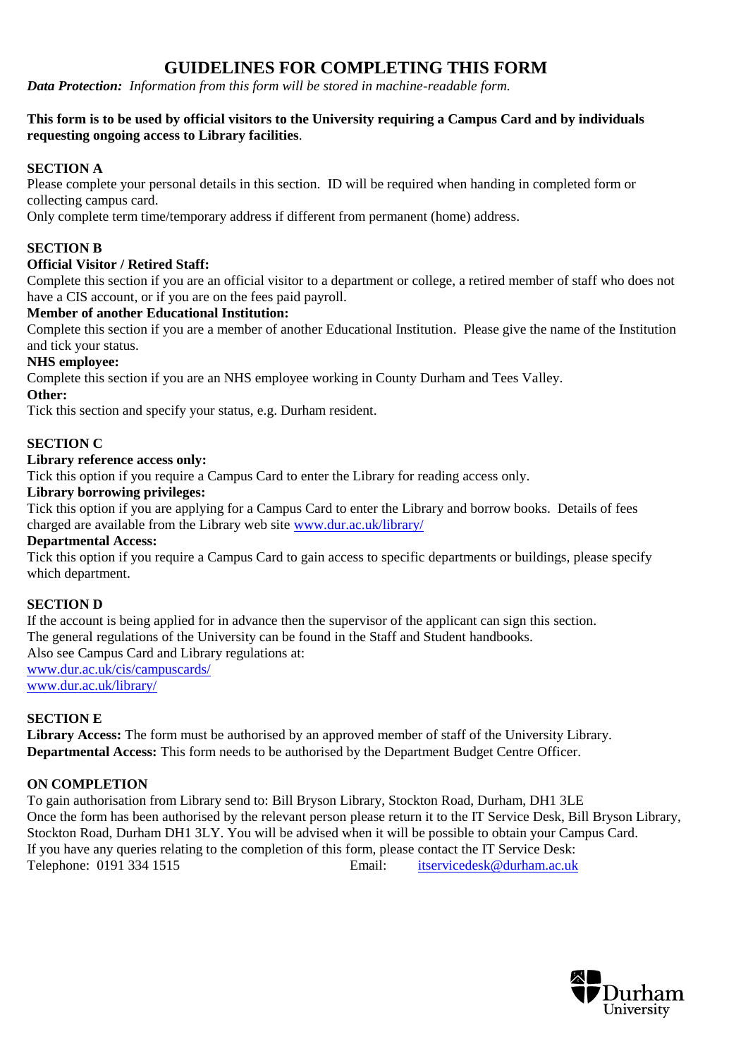# GUIDELINES FOR COMPLETING THIS FORM

***Data Protection:*** *Information from this form will be stored in machine-readable form.*

**This form is to be used by official visitors to the University requiring a Campus Card and by individuals requesting ongoing access to Library facilities**.

**SECTION A**

Please complete your personal details in this section. ID will be required when handing in completed form or collecting campus card.

Only complete term time/temporary address if different from permanent (home) address.

**SECTION B**

**Official Visitor / Retired Staff:**

Complete this section if you are an official visitor to a department or college, a retired member of staff who does not have a CIS account, or if you are on the fees paid payroll.

**Member of another Educational Institution:**

Complete this section if you are a member of another Educational Institution. Please give the name of the Institution and tick your status.

**NHS employee:**

Complete this section if you are an NHS employee working in County Durham and Tees Valley.

**Other:**

Tick this section and specify your status, e.g. Durham resident.

**SECTION C**

**Library reference access only:**

Tick this option if you require a Campus Card to enter the Library for reading access only.

**Library borrowing privileges:**

Tick this option if you are applying for a Campus Card to enter the Library and borrow books. Details of fees charged are available from the Library web site www.dur.ac.uk/library/

**Departmental Access:**

Tick this option if you require a Campus Card to gain access to specific departments or buildings, please specify which department.

**SECTION D**

If the account is being applied for in advance then the supervisor of the applicant can sign this section.

The general regulations of the University can be found in the Staff and Student handbooks.

Also see Campus Card and Library regulations at:

www.dur.ac.uk/cis/campuscards/

www.dur.ac.uk/library/

**SECTION E**

**Library Access:** The form must be authorised by an approved member of staff of the University Library.

**Departmental Access:** This form needs to be authorised by the Department Budget Centre Officer.

**ON COMPLETION**

To gain authorisation from Library send to: Bill Bryson Library, Stockton Road, Durham, DH1 3LE

Once the form has been authorised by the relevant person please return it to the IT Service Desk, Bill Bryson Library, Stockton Road, Durham DH1 3LY. You will be advised when it will be possible to obtain your Campus Card.

If you have any queries relating to the completion of this form, please contact the IT Service Desk:

Telephone: 0191 334 1515 Email: itservicedesk@durham.ac.uk

Durham University